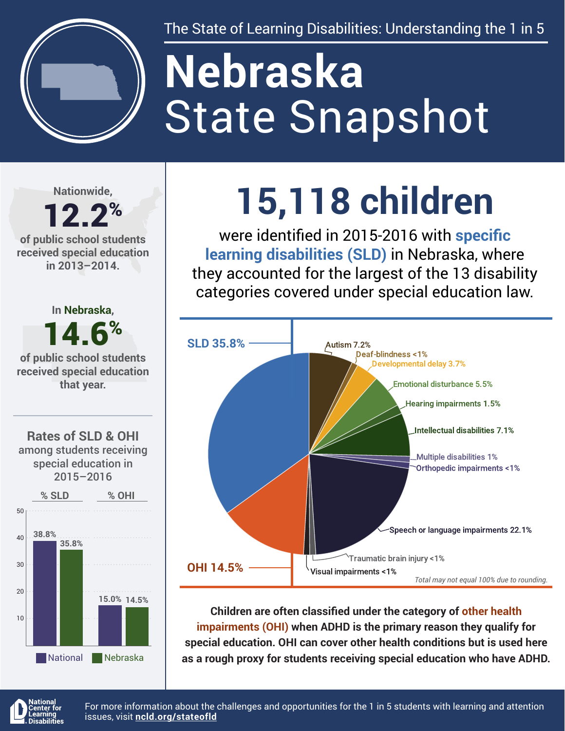The State of Learning Disabilities: Understanding the 1 in 5

# Nebraska State Snapshot

Nationwide,

**12.2%**

of public school students received special education in 2013–2014.

In Nebraska,

**14.6%**

of public school students received special education that year.

## Rates of SLD & OHI among students receiving special education in 2015–2016

| | % SLD | % OHI |
|---|---|---|
| National | 38.8% | 15.0% |
| Nebraska | 35.8% | 14.5% |

## 15,118 children

were identified in 2015-2016 with **specific learning disabilities (SLD)** in Nebraska, where they accounted for the largest of the 13 disability categories covered under special education law.

| Category | Percent |
|---|---|
| SLD | 35.8% |
| Autism | 7.2% |
| Deaf-blindness | <1% |
| Developmental delay | 3.7% |
| Emotional disturbance | 5.5% |
| Hearing impairments | 1.5% |
| Intellectual disabilities | 7.1% |
| Multiple disabilities | 1% |
| Orthopedic impairments | <1% |
| Speech or language impairments | 22.1% |
| Traumatic brain injury | <1% |
| Visual impairments | <1% |
| OHI | 14.5% |

*Total may not equal 100% due to rounding.*

**Children are often classified under the category of other health impairments (OHI) when ADHD is the primary reason they qualify for special education. OHI can cover other health conditions but is used here as a rough proxy for students receiving special education who have ADHD.**

National Center for Learning Disabilities

For more information about the challenges and opportunities for the 1 in 5 students with learning and attention issues, visit **ncld.org/stateofld**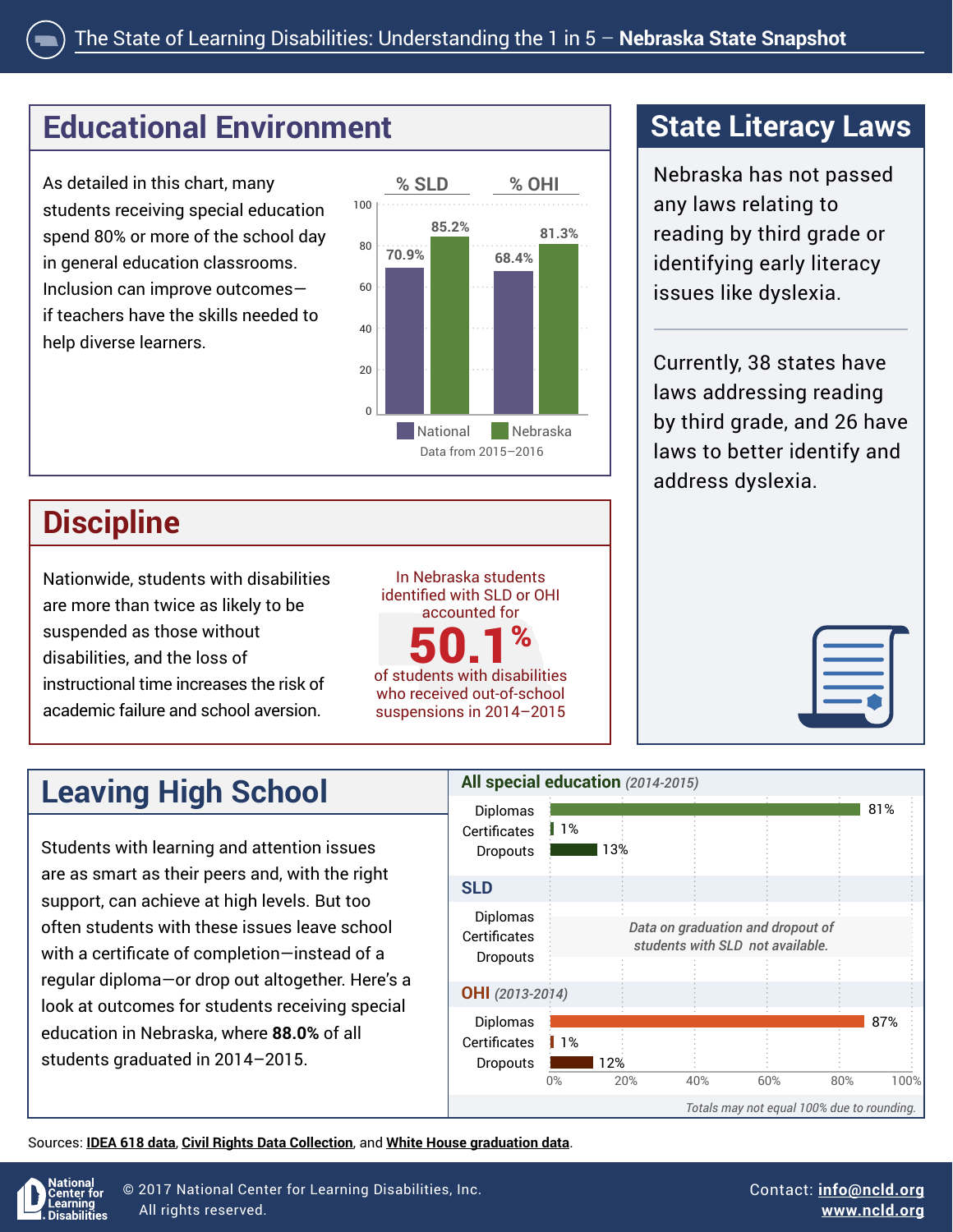# The State of Learning Disabilities: Understanding the 1 in 5 – **Nebraska State Snapshot**

## Educational Environment

As detailed in this chart, many students receiving special education spend 80% or more of the school day in general education classrooms. Inclusion can improve outcomes—if teachers have the skills needed to help diverse learners.

% SLD
% OHI
100
80
60
40
20
0
70.9%
85.2%
68.4%
81.3%
National
Nebraska
Data from 2015–2016

## State Literacy Laws

Nebraska has not passed any laws relating to reading by third grade or identifying early literacy issues like dyslexia.

Currently, 38 states have laws addressing reading by third grade, and 26 have laws to better identify and address dyslexia.

## Discipline

Nationwide, students with disabilities are more than twice as likely to be suspended as those without disabilities, and the loss of instructional time increases the risk of academic failure and school aversion.

In Nebraska students identified with SLD or OHI accounted for **50.1%** of students with disabilities who received out-of-school suspensions in 2014–2015

## Leaving High School

Students with learning and attention issues are as smart as their peers and, with the right support, can achieve at high levels. But too often students with these issues leave school with a certificate of completion—instead of a regular diploma—or drop out altogether. Here's a look at outcomes for students receiving special education in Nebraska, where **88.0%** of all students graduated in 2014–2015.

**All special education** *(2014-2015)*
Diplomas 81%
Certificates 1%
Dropouts 13%

**SLD**
Diplomas
Certificates
Dropouts
*Data on graduation and dropout of students with SLD not available.*

**OHI** *(2013-2014)*
Diplomas 87%
Certificates 1%
Dropouts 12%

0% 20% 40% 60% 80% 100%

*Totals may not equal 100% due to rounding.*

Sources: **IDEA 618 data**, **Civil Rights Data Collection**, and **White House graduation data**.

National Center for Learning Disabilities

© 2017 National Center for Learning Disabilities, Inc. All rights reserved.

Contact: **info@ncld.org** **www.ncld.org**